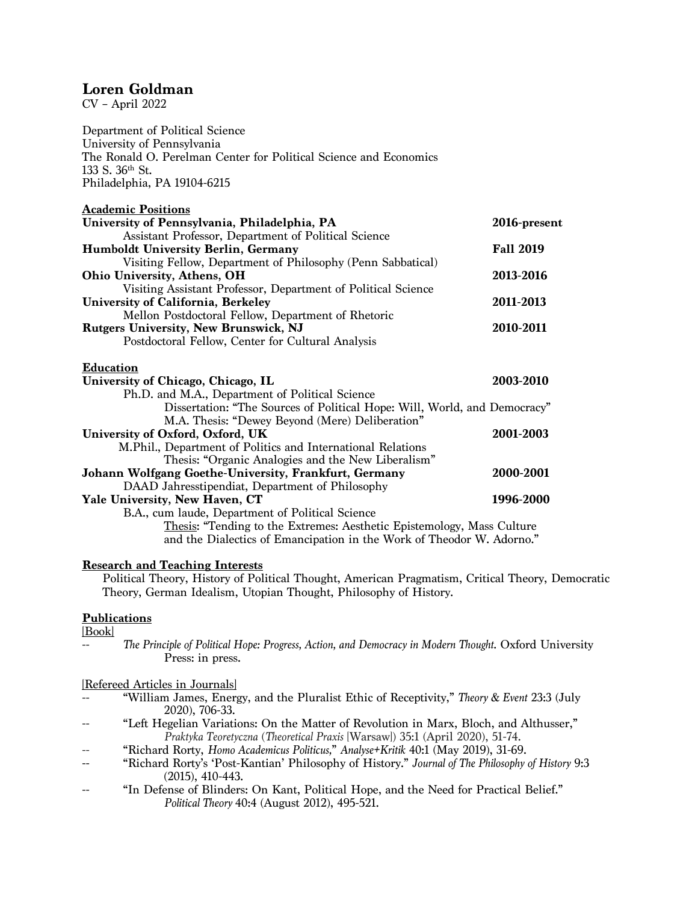# Loren Goldman

CV – April 2022

Department of Political Science
University of Pennsylvania
The Ronald O. Perelman Center for Political Science and Economics
133 S. 36th St.
Philadelphia, PA 19104-6215

## Academic Positions

**University of Pennsylvania, Philadelphia, PA** — **2016-present**
Assistant Professor, Department of Political Science

**Humboldt University Berlin, Germany** — **Fall 2019**
Visiting Fellow, Department of Philosophy (Penn Sabbatical)

**Ohio University, Athens, OH** — **2013-2016**
Visiting Assistant Professor, Department of Political Science

**University of California, Berkeley** — **2011-2013**
Mellon Postdoctoral Fellow, Department of Rhetoric

**Rutgers University, New Brunswick, NJ** — **2010-2011**
Postdoctoral Fellow, Center for Cultural Analysis

## Education

**University of Chicago, Chicago, IL** — **2003-2010**
Ph.D. and M.A., Department of Political Science
Dissertation: "The Sources of Political Hope: Will, World, and Democracy"
M.A. Thesis: "Dewey Beyond (Mere) Deliberation"

**University of Oxford, Oxford, UK** — **2001-2003**
M.Phil., Department of Politics and International Relations
Thesis: "Organic Analogies and the New Liberalism"

**Johann Wolfgang Goethe-University, Frankfurt, Germany** — **2000-2001**
DAAD Jahresstipendiat, Department of Philosophy

**Yale University, New Haven, CT** — **1996-2000**
B.A., cum laude, Department of Political Science
Thesis: "Tending to the Extremes: Aesthetic Epistemology, Mass Culture and the Dialectics of Emancipation in the Work of Theodor W. Adorno."

## Research and Teaching Interests

Political Theory, History of Political Thought, American Pragmatism, Critical Theory, Democratic Theory, German Idealism, Utopian Thought, Philosophy of History.

## Publications

[Book]

-- *The Principle of Political Hope: Progress, Action, and Democracy in Modern Thought.* Oxford University Press: in press.

[Refereed Articles in Journals]

-- "William James, Energy, and the Pluralist Ethic of Receptivity," *Theory & Event* 23:3 (July 2020), 706-33.

-- "Left Hegelian Variations: On the Matter of Revolution in Marx, Bloch, and Althusser," *Praktyka Teoretyczna* (*Theoretical Praxis* [Warsaw]) 35:1 (April 2020), 51-74.

-- "Richard Rorty, *Homo Academicus Politicus*," *Analyse+Kritik* 40:1 (May 2019), 31-69.

-- "Richard Rorty's 'Post-Kantian' Philosophy of History." *Journal of The Philosophy of History* 9:3 (2015), 410-443.

-- "In Defense of Blinders: On Kant, Political Hope, and the Need for Practical Belief." *Political Theory* 40:4 (August 2012), 495-521.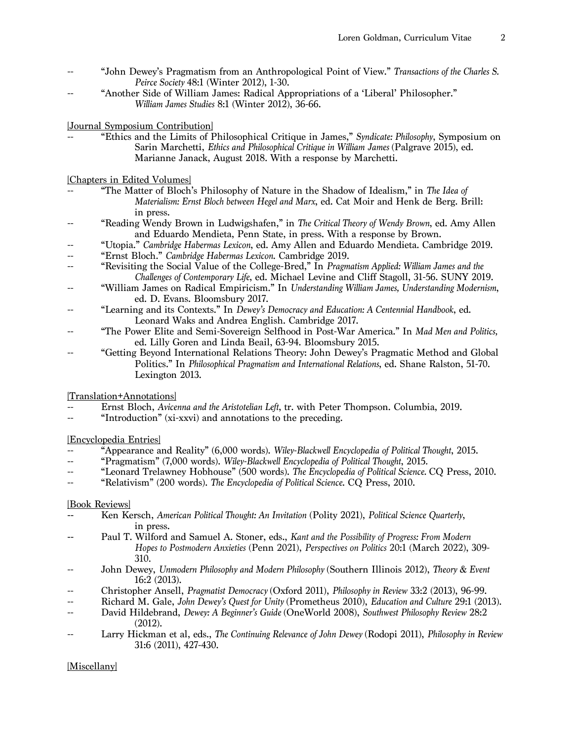-- "John Dewey's Pragmatism from an Anthropological Point of View." *Transactions of the Charles S. Peirce Society* 48:1 (Winter 2012), 1-30.

-- "Another Side of William James: Radical Appropriations of a 'Liberal' Philosopher." *William James Studies* 8:1 (Winter 2012), 36-66.

[Journal Symposium Contribution]

-- "Ethics and the Limits of Philosophical Critique in James," *Syndicate: Philosophy*, Symposium on Sarin Marchetti, *Ethics and Philosophical Critique in William James* (Palgrave 2015), ed. Marianne Janack, August 2018. With a response by Marchetti.

[Chapters in Edited Volumes]

-- "The Matter of Bloch's Philosophy of Nature in the Shadow of Idealism," in *The Idea of Materialism: Ernst Bloch between Hegel and Marx*, ed. Cat Moir and Henk de Berg. Brill: in press.

-- "Reading Wendy Brown in Ludwigshafen," in *The Critical Theory of Wendy Brown*, ed. Amy Allen and Eduardo Mendieta, Penn State, in press. With a response by Brown.

-- "Utopia." *Cambridge Habermas Lexicon*, ed. Amy Allen and Eduardo Mendieta. Cambridge 2019.

-- "Ernst Bloch." *Cambridge Habermas Lexicon*. Cambridge 2019.

-- "Revisiting the Social Value of the College-Bred," In *Pragmatism Applied: William James and the Challenges of Contemporary Life*, ed. Michael Levine and Cliff Stagoll, 31-56. SUNY 2019.

-- "William James on Radical Empiricism." In *Understanding William James, Understanding Modernism*, ed. D. Evans. Bloomsbury 2017.

-- "Learning and its Contexts." In *Dewey's Democracy and Education: A Centennial Handbook*, ed. Leonard Waks and Andrea English. Cambridge 2017.

-- "The Power Elite and Semi-Sovereign Selfhood in Post-War America." In *Mad Men and Politics,* ed. Lilly Goren and Linda Beail, 63-94. Bloomsbury 2015.

-- "Getting Beyond International Relations Theory: John Dewey's Pragmatic Method and Global Politics." In *Philosophical Pragmatism and International Relations*, ed. Shane Ralston, 51-70. Lexington 2013.

[Translation+Annotations]

-- Ernst Bloch, *Avicenna and the Aristotelian Left*, tr. with Peter Thompson. Columbia, 2019.

-- "Introduction" (xi-xxvi) and annotations to the preceding.

[Encyclopedia Entries]

-- "Appearance and Reality" (6,000 words). *Wiley-Blackwell Encyclopedia of Political Thought*, 2015.

-- "Pragmatism" (7,000 words). *Wiley-Blackwell Encyclopedia of Political Thought*, 2015.

-- "Leonard Trelawney Hobhouse" (500 words). *The Encyclopedia of Political Science*. CQ Press, 2010.

-- "Relativism" (200 words). *The Encyclopedia of Political Science*. CQ Press, 2010.

[Book Reviews]

-- Ken Kersch, *American Political Thought: An Invitation* (Polity 2021), *Political Science Quarterly*, in press.

-- Paul T. Wilford and Samuel A. Stoner, eds., *Kant and the Possibility of Progress: From Modern Hopes to Postmodern Anxieties* (Penn 2021), *Perspectives on Politics* 20:1 (March 2022), 309-310.

-- John Dewey, *Unmodern Philosophy and Modern Philosophy* (Southern Illinois 2012), *Theory & Event* 16:2 (2013).

-- Christopher Ansell, *Pragmatist Democracy* (Oxford 2011), *Philosophy in Review* 33:2 (2013), 96-99.

-- Richard M. Gale, *John Dewey's Quest for Unity* (Prometheus 2010), *Education and Culture* 29:1 (2013).

-- David Hildebrand, *Dewey: A Beginner's Guide* (OneWorld 2008), *Southwest Philosophy Review* 28:2 (2012).

-- Larry Hickman et al, eds., *The Continuing Relevance of John Dewey* (Rodopi 2011), *Philosophy in Review* 31:6 (2011), 427-430.

[Miscellany]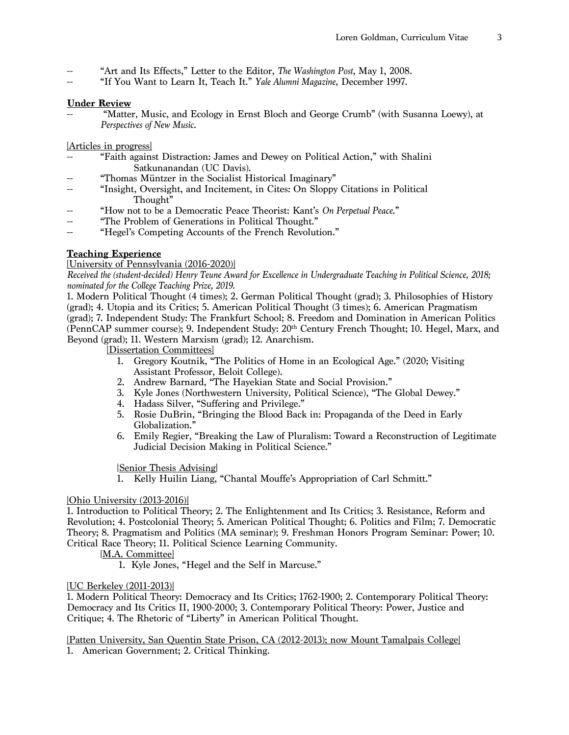-- "Art and Its Effects," Letter to the Editor, *The Washington Post*, May 1, 2008.

-- "If You Want to Learn It, Teach It." *Yale Alumni Magazine*, December 1997.

**Under Review**

-- "Matter, Music, and Ecology in Ernst Bloch and George Crumb" (with Susanna Loewy), at *Perspectives of New Music*.

[Articles in progress]

-- "Faith against Distraction: James and Dewey on Political Action," with Shalini Satkunanandan (UC Davis).

-- "Thomas Müntzer in the Socialist Historical Imaginary"

-- "Insight, Oversight, and Incitement, in Cites: On Sloppy Citations in Political Thought"

-- "How not to be a Democratic Peace Theorist: Kant's *On Perpetual Peace*."

-- "The Problem of Generations in Political Thought."

-- "Hegel's Competing Accounts of the French Revolution."

**Teaching Experience**

[University of Pennsylvania (2016-2020)]

*Received the (student-decided) Henry Teune Award for Excellence in Undergraduate Teaching in Political Science, 2018; nominated for the College Teaching Prize, 2019.*

1. Modern Political Thought (4 times); 2. German Political Thought (grad); 3. Philosophies of History (grad); 4. Utopia and its Critics; 5. American Political Thought (3 times); 6. American Pragmatism (grad); 7. Independent Study: The Frankfurt School; 8. Freedom and Domination in American Politics (PennCAP summer course); 9. Independent Study: 20th Century French Thought; 10. Hegel, Marx, and Beyond (grad); 11. Western Marxism (grad); 12. Anarchism.

[Dissertation Committees]

1. Gregory Koutnik, "The Politics of Home in an Ecological Age." (2020; Visiting Assistant Professor, Beloit College).
2. Andrew Barnard, "The Hayekian State and Social Provision."
3. Kyle Jones (Northwestern University, Political Science), "The Global Dewey."
4. Hadass Silver, "Suffering and Privilege."
5. Rosie DuBrin, "Bringing the Blood Back in: Propaganda of the Deed in Early Globalization."
6. Emily Regier, "Breaking the Law of Pluralism: Toward a Reconstruction of Legitimate Judicial Decision Making in Political Science."

[Senior Thesis Advising]

1. Kelly Huilin Liang, "Chantal Mouffe's Appropriation of Carl Schmitt."

[Ohio University (2013-2016)]

1. Introduction to Political Theory; 2. The Enlightenment and Its Critics; 3. Resistance, Reform and Revolution; 4. Postcolonial Theory; 5. American Political Thought; 6. Politics and Film; 7. Democratic Theory; 8. Pragmatism and Politics (MA seminar); 9. Freshman Honors Program Seminar: Power; 10. Critical Race Theory; 11. Political Science Learning Community.

[M.A. Committee]

1. Kyle Jones, "Hegel and the Self in Marcuse."

[UC Berkeley (2011-2013)]

1. Modern Political Theory: Democracy and Its Critics; 1762-1900; 2. Contemporary Political Theory: Democracy and Its Critics II, 1900-2000; 3. Contemporary Political Theory: Power, Justice and Critique; 4. The Rhetoric of "Liberty" in American Political Thought.

[Patten University, San Quentin State Prison, CA (2012-2013); now Mount Tamalpais College]

1. American Government; 2. Critical Thinking.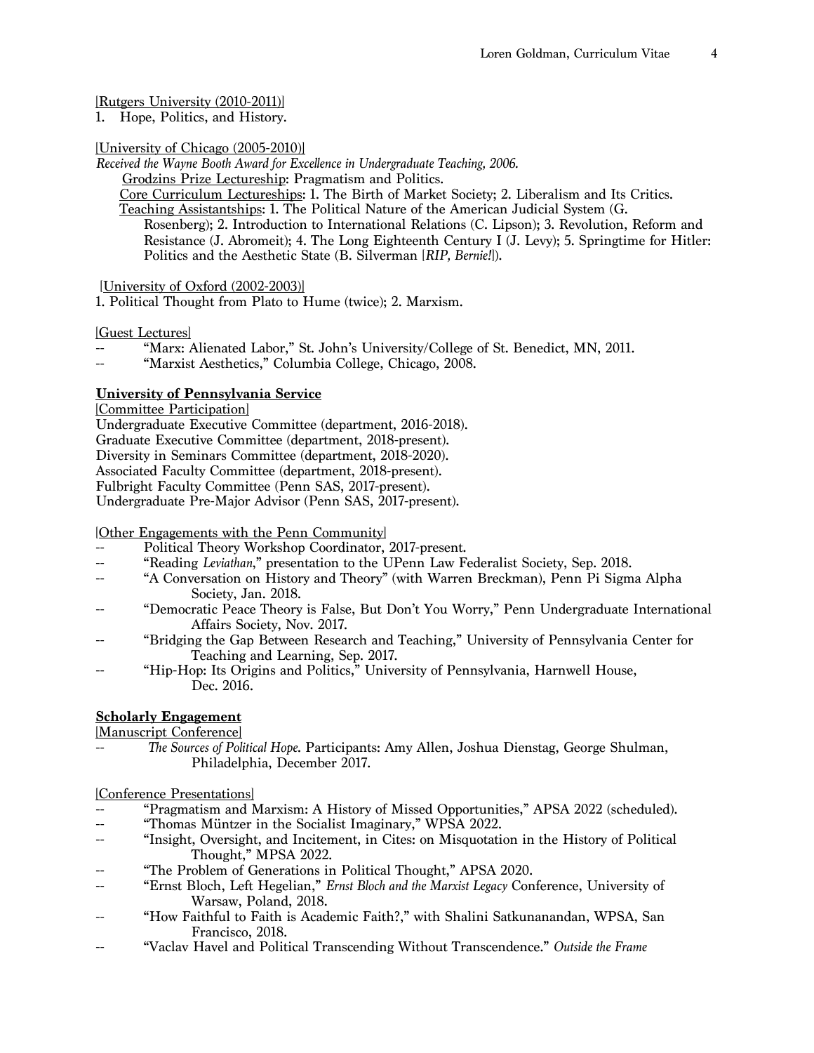[Rutgers University (2010-2011)]

1. Hope, Politics, and History.

[University of Chicago (2005-2010)]

*Received the Wayne Booth Award for Excellence in Undergraduate Teaching, 2006.*

Grodzins Prize Lectureship: Pragmatism and Politics.

Core Curriculum Lectureships: 1. The Birth of Market Society; 2. Liberalism and Its Critics.

Teaching Assistantships: 1. The Political Nature of the American Judicial System (G. Rosenberg); 2. Introduction to International Relations (C. Lipson); 3. Revolution, Reform and Resistance (J. Abromeit); 4. The Long Eighteenth Century I (J. Levy); 5. Springtime for Hitler: Politics and the Aesthetic State (B. Silverman [*RIP, Bernie!*]).

[University of Oxford (2002-2003)]

1. Political Thought from Plato to Hume (twice); 2. Marxism.

[Guest Lectures]

-- "Marx: Alienated Labor," St. John's University/College of St. Benedict, MN, 2011.
-- "Marxist Aesthetics," Columbia College, Chicago, 2008.

## University of Pennsylvania Service

[Committee Participation]

Undergraduate Executive Committee (department, 2016-2018).
Graduate Executive Committee (department, 2018-present).
Diversity in Seminars Committee (department, 2018-2020).
Associated Faculty Committee (department, 2018-present).
Fulbright Faculty Committee (Penn SAS, 2017-present).
Undergraduate Pre-Major Advisor (Penn SAS, 2017-present).

[Other Engagements with the Penn Community]

-- Political Theory Workshop Coordinator, 2017-present.
-- "Reading *Leviathan*," presentation to the UPenn Law Federalist Society, Sep. 2018.
-- "A Conversation on History and Theory" (with Warren Breckman), Penn Pi Sigma Alpha Society, Jan. 2018.
-- "Democratic Peace Theory is False, But Don't You Worry," Penn Undergraduate International Affairs Society, Nov. 2017.
-- "Bridging the Gap Between Research and Teaching," University of Pennsylvania Center for Teaching and Learning, Sep. 2017.
-- "Hip-Hop: Its Origins and Politics," University of Pennsylvania, Harnwell House, Dec. 2016.

## Scholarly Engagement

[Manuscript Conference]

-- *The Sources of Political Hope.* Participants: Amy Allen, Joshua Dienstag, George Shulman, Philadelphia, December 2017.

[Conference Presentations]

-- "Pragmatism and Marxism: A History of Missed Opportunities," APSA 2022 (scheduled).
-- "Thomas Müntzer in the Socialist Imaginary," WPSA 2022.
-- "Insight, Oversight, and Incitement, in Cites: on Misquotation in the History of Political Thought," MPSA 2022.
-- "The Problem of Generations in Political Thought," APSA 2020.
-- "Ernst Bloch, Left Hegelian," *Ernst Bloch and the Marxist Legacy* Conference, University of Warsaw, Poland, 2018.
-- "How Faithful to Faith is Academic Faith?," with Shalini Satkunanandan, WPSA, San Francisco, 2018.
-- "Vaclav Havel and Political Transcending Without Transcendence." *Outside the Frame*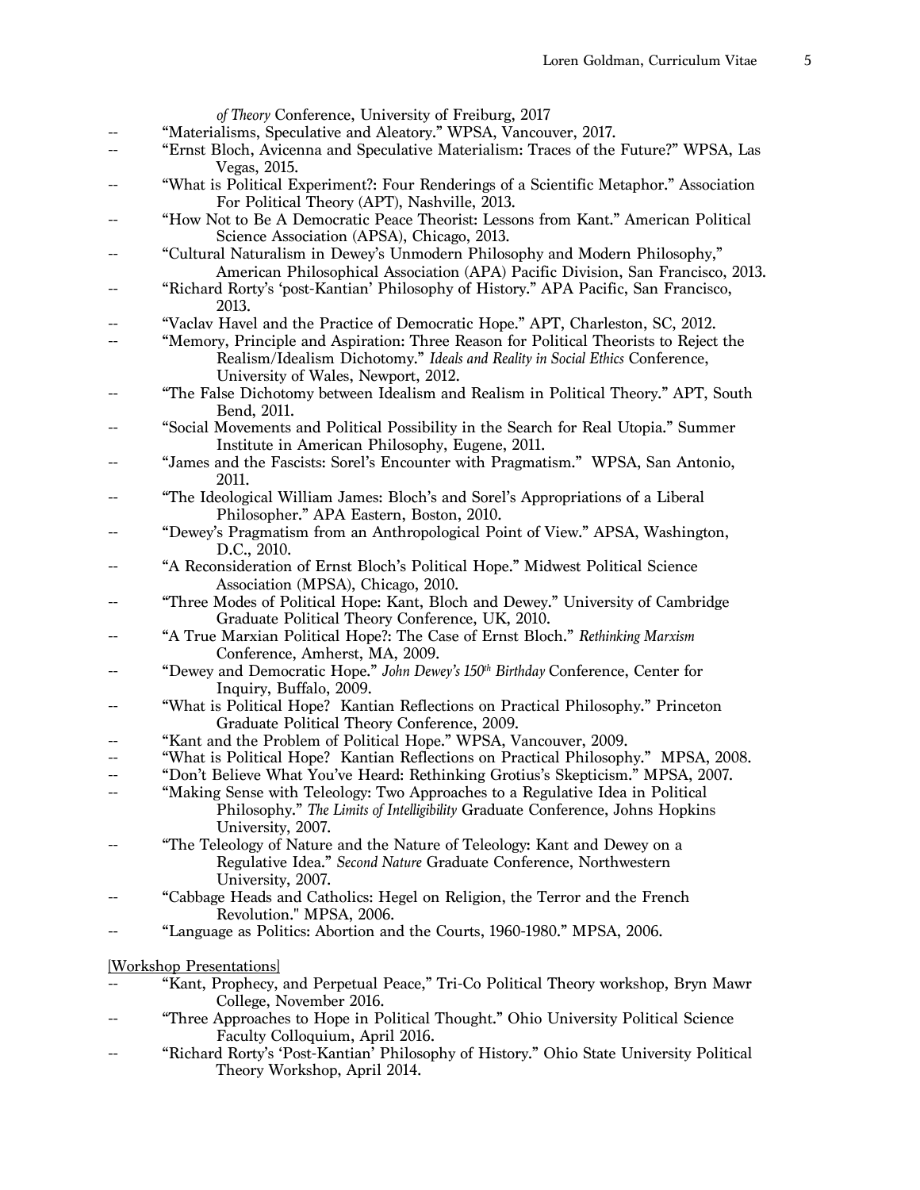*of Theory* Conference, University of Freiburg, 2017

- "Materialisms, Speculative and Aleatory." WPSA, Vancouver, 2017.
- "Ernst Bloch, Avicenna and Speculative Materialism: Traces of the Future?" WPSA, Las Vegas, 2015.
- "What is Political Experiment?: Four Renderings of a Scientific Metaphor." Association For Political Theory (APT), Nashville, 2013.
- "How Not to Be A Democratic Peace Theorist: Lessons from Kant." American Political Science Association (APSA), Chicago, 2013.
- "Cultural Naturalism in Dewey's Unmodern Philosophy and Modern Philosophy," American Philosophical Association (APA) Pacific Division, San Francisco, 2013.
- "Richard Rorty's 'post-Kantian' Philosophy of History." APA Pacific, San Francisco, 2013.
- "Vaclav Havel and the Practice of Democratic Hope." APT, Charleston, SC, 2012.
- "Memory, Principle and Aspiration: Three Reason for Political Theorists to Reject the Realism/Idealism Dichotomy." *Ideals and Reality in Social Ethics* Conference, University of Wales, Newport, 2012.
- "The False Dichotomy between Idealism and Realism in Political Theory." APT, South Bend, 2011.
- "Social Movements and Political Possibility in the Search for Real Utopia." Summer Institute in American Philosophy, Eugene, 2011.
- "James and the Fascists: Sorel's Encounter with Pragmatism." WPSA, San Antonio, 2011.
- "The Ideological William James: Bloch's and Sorel's Appropriations of a Liberal Philosopher." APA Eastern, Boston, 2010.
- "Dewey's Pragmatism from an Anthropological Point of View." APSA, Washington, D.C., 2010.
- "A Reconsideration of Ernst Bloch's Political Hope." Midwest Political Science Association (MPSA), Chicago, 2010.
- "Three Modes of Political Hope: Kant, Bloch and Dewey." University of Cambridge Graduate Political Theory Conference, UK, 2010.
- "A True Marxian Political Hope?: The Case of Ernst Bloch." *Rethinking Marxism* Conference, Amherst, MA, 2009.
- "Dewey and Democratic Hope." *John Dewey's 150th Birthday* Conference, Center for Inquiry, Buffalo, 2009.
- "What is Political Hope? Kantian Reflections on Practical Philosophy." Princeton Graduate Political Theory Conference, 2009.
- "Kant and the Problem of Political Hope." WPSA, Vancouver, 2009.
- "What is Political Hope? Kantian Reflections on Practical Philosophy." MPSA, 2008.
- "Don't Believe What You've Heard: Rethinking Grotius's Skepticism." MPSA, 2007.
- "Making Sense with Teleology: Two Approaches to a Regulative Idea in Political Philosophy." *The Limits of Intelligibility* Graduate Conference, Johns Hopkins University, 2007.
- "The Teleology of Nature and the Nature of Teleology: Kant and Dewey on a Regulative Idea." *Second Nature* Graduate Conference, Northwestern University, 2007.
- "Cabbage Heads and Catholics: Hegel on Religion, the Terror and the French Revolution." MPSA, 2006.
- "Language as Politics: Abortion and the Courts, 1960-1980." MPSA, 2006.

[Workshop Presentations]

- "Kant, Prophecy, and Perpetual Peace," Tri-Co Political Theory workshop, Bryn Mawr College, November 2016.
- "Three Approaches to Hope in Political Thought." Ohio University Political Science Faculty Colloquium, April 2016.
- "Richard Rorty's 'Post-Kantian' Philosophy of History." Ohio State University Political Theory Workshop, April 2014.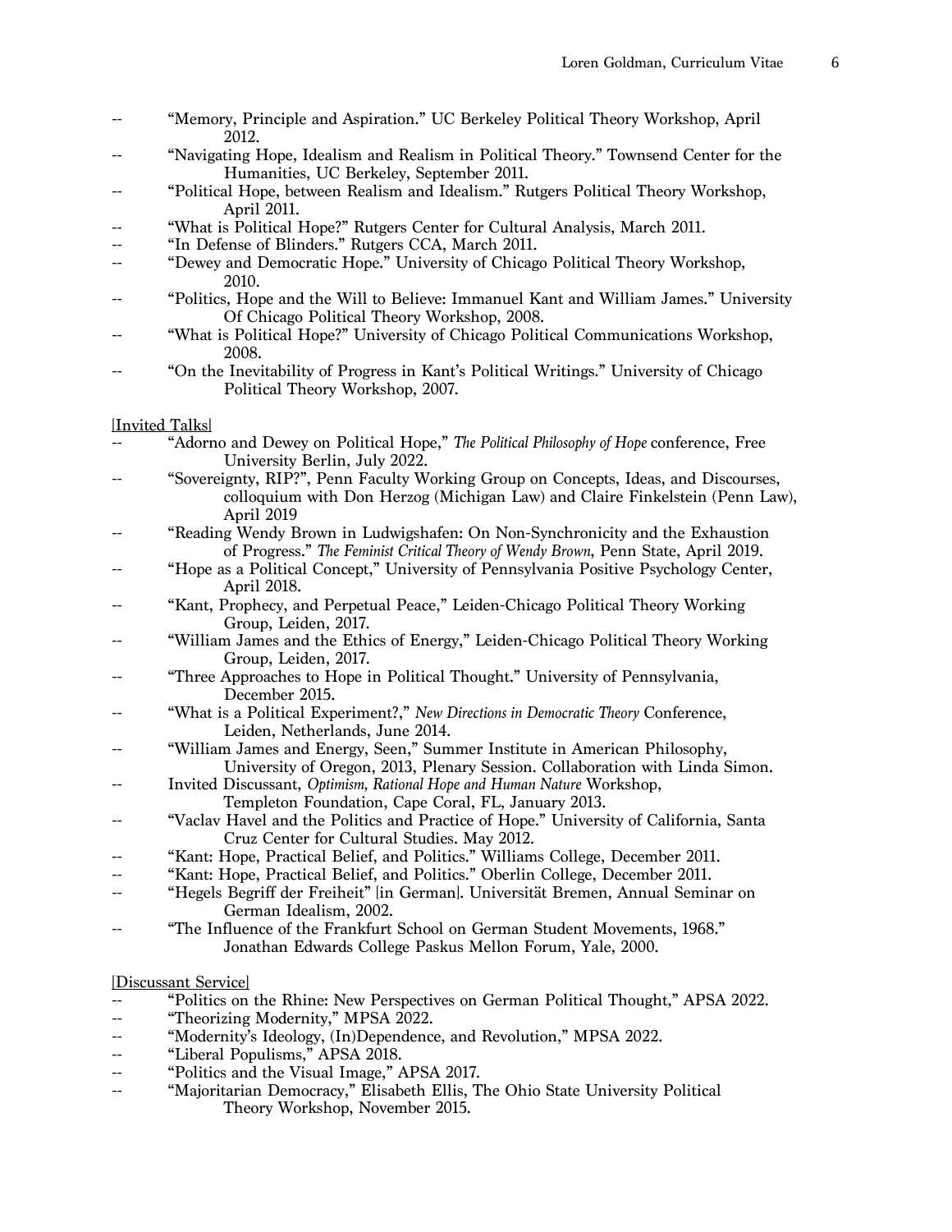-- "Memory, Principle and Aspiration." UC Berkeley Political Theory Workshop, April 2012.
-- "Navigating Hope, Idealism and Realism in Political Theory." Townsend Center for the Humanities, UC Berkeley, September 2011.
-- "Political Hope, between Realism and Idealism." Rutgers Political Theory Workshop, April 2011.
-- "What is Political Hope?" Rutgers Center for Cultural Analysis, March 2011.
-- "In Defense of Blinders." Rutgers CCA, March 2011.
-- "Dewey and Democratic Hope." University of Chicago Political Theory Workshop, 2010.
-- "Politics, Hope and the Will to Believe: Immanuel Kant and William James." University Of Chicago Political Theory Workshop, 2008.
-- "What is Political Hope?" University of Chicago Political Communications Workshop, 2008.
-- "On the Inevitability of Progress in Kant's Political Writings." University of Chicago Political Theory Workshop, 2007.

[Invited Talks]

-- "Adorno and Dewey on Political Hope," *The Political Philosophy of Hope* conference, Free University Berlin, July 2022.
-- "Sovereignty, RIP?", Penn Faculty Working Group on Concepts, Ideas, and Discourses, colloquium with Don Herzog (Michigan Law) and Claire Finkelstein (Penn Law), April 2019
-- "Reading Wendy Brown in Ludwigshafen: On Non-Synchronicity and the Exhaustion of Progress." *The Feminist Critical Theory of Wendy Brown*, Penn State, April 2019.
-- "Hope as a Political Concept," University of Pennsylvania Positive Psychology Center, April 2018.
-- "Kant, Prophecy, and Perpetual Peace," Leiden-Chicago Political Theory Working Group, Leiden, 2017.
-- "William James and the Ethics of Energy," Leiden-Chicago Political Theory Working Group, Leiden, 2017.
-- "Three Approaches to Hope in Political Thought." University of Pennsylvania, December 2015.
-- "What is a Political Experiment?," *New Directions in Democratic Theory* Conference, Leiden, Netherlands, June 2014.
-- "William James and Energy, Seen," Summer Institute in American Philosophy, University of Oregon, 2013, Plenary Session. Collaboration with Linda Simon.
-- Invited Discussant, *Optimism, Rational Hope and Human Nature* Workshop, Templeton Foundation, Cape Coral, FL, January 2013.
-- "Vaclav Havel and the Politics and Practice of Hope." University of California, Santa Cruz Center for Cultural Studies. May 2012.
-- "Kant: Hope, Practical Belief, and Politics." Williams College, December 2011.
-- "Kant: Hope, Practical Belief, and Politics." Oberlin College, December 2011.
-- "Hegels Begriff der Freiheit" [in German]. Universität Bremen, Annual Seminar on German Idealism, 2002.
-- "The Influence of the Frankfurt School on German Student Movements, 1968." Jonathan Edwards College Paskus Mellon Forum, Yale, 2000.

[Discussant Service]

-- "Politics on the Rhine: New Perspectives on German Political Thought," APSA 2022.
-- "Theorizing Modernity," MPSA 2022.
-- "Modernity's Ideology, (In)Dependence, and Revolution," MPSA 2022.
-- "Liberal Populisms," APSA 2018.
-- "Politics and the Visual Image," APSA 2017.
-- "Majoritarian Democracy," Elisabeth Ellis, The Ohio State University Political Theory Workshop, November 2015.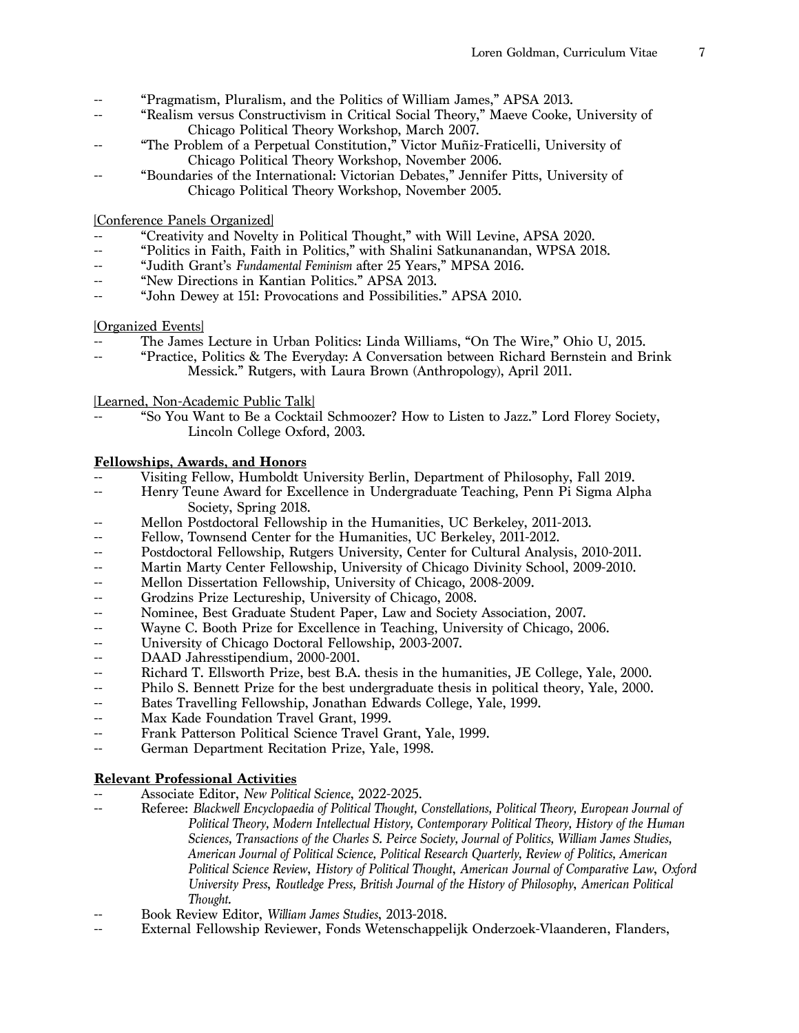- "Pragmatism, Pluralism, and the Politics of William James," APSA 2013.
- "Realism versus Constructivism in Critical Social Theory," Maeve Cooke, University of Chicago Political Theory Workshop, March 2007.
- "The Problem of a Perpetual Constitution," Victor Muñiz-Fraticelli, University of Chicago Political Theory Workshop, November 2006.
- "Boundaries of the International: Victorian Debates," Jennifer Pitts, University of Chicago Political Theory Workshop, November 2005.

[Conference Panels Organized]

- "Creativity and Novelty in Political Thought," with Will Levine, APSA 2020.
- "Politics in Faith, Faith in Politics," with Shalini Satkunanandan, WPSA 2018.
- "Judith Grant's *Fundamental Feminism* after 25 Years," MPSA 2016.
- "New Directions in Kantian Politics." APSA 2013.
- "John Dewey at 151: Provocations and Possibilities." APSA 2010.

[Organized Events]

- The James Lecture in Urban Politics: Linda Williams, "On The Wire," Ohio U, 2015.
- "Practice, Politics & The Everyday: A Conversation between Richard Bernstein and Brink Messick." Rutgers, with Laura Brown (Anthropology), April 2011.

[Learned, Non-Academic Public Talk]

- "So You Want to Be a Cocktail Schmoozer? How to Listen to Jazz." Lord Florey Society, Lincoln College Oxford, 2003.

## Fellowships, Awards, and Honors

- Visiting Fellow, Humboldt University Berlin, Department of Philosophy, Fall 2019.
- Henry Teune Award for Excellence in Undergraduate Teaching, Penn Pi Sigma Alpha Society, Spring 2018.
- Mellon Postdoctoral Fellowship in the Humanities, UC Berkeley, 2011-2013.
- Fellow, Townsend Center for the Humanities, UC Berkeley, 2011-2012.
- Postdoctoral Fellowship, Rutgers University, Center for Cultural Analysis, 2010-2011.
- Martin Marty Center Fellowship, University of Chicago Divinity School, 2009-2010.
- Mellon Dissertation Fellowship, University of Chicago, 2008-2009.
- Grodzins Prize Lectureship, University of Chicago, 2008.
- Nominee, Best Graduate Student Paper, Law and Society Association, 2007.
- Wayne C. Booth Prize for Excellence in Teaching, University of Chicago, 2006.
- University of Chicago Doctoral Fellowship, 2003-2007.
- DAAD Jahresstipendium, 2000-2001.
- Richard T. Ellsworth Prize, best B.A. thesis in the humanities, JE College, Yale, 2000.
- Philo S. Bennett Prize for the best undergraduate thesis in political theory, Yale, 2000.
- Bates Travelling Fellowship, Jonathan Edwards College, Yale, 1999.
- Max Kade Foundation Travel Grant, 1999.
- Frank Patterson Political Science Travel Grant, Yale, 1999.
- German Department Recitation Prize, Yale, 1998.

## Relevant Professional Activities

- Associate Editor, *New Political Science*, 2022-2025.
- Referee: *Blackwell Encyclopaedia of Political Thought, Constellations, Political Theory, European Journal of Political Theory, Modern Intellectual History, Contemporary Political Theory, History of the Human Sciences, Transactions of the Charles S. Peirce Society, Journal of Politics, William James Studies, American Journal of Political Science, Political Research Quarterly, Review of Politics, American Political Science Review, History of Political Thought, American Journal of Comparative Law, Oxford University Press, Routledge Press, British Journal of the History of Philosophy, American Political Thought.*
- Book Review Editor, *William James Studies*, 2013-2018.
- External Fellowship Reviewer, Fonds Wetenschappelijk Onderzoek-Vlaanderen, Flanders,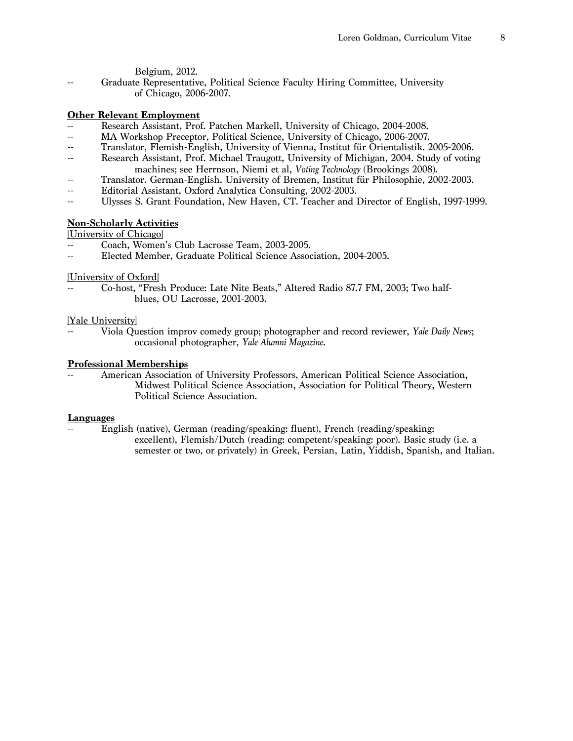Belgium, 2012.

-- Graduate Representative, Political Science Faculty Hiring Committee, University of Chicago, 2006-2007.

**Other Relevant Employment**

-- Research Assistant, Prof. Patchen Markell, University of Chicago, 2004-2008.
-- MA Workshop Preceptor, Political Science, University of Chicago, 2006-2007.
-- Translator, Flemish-English, University of Vienna, Institut für Orientalistik. 2005-2006.
-- Research Assistant, Prof. Michael Traugott, University of Michigan, 2004. Study of voting machines; see Herrnson, Niemi et al, *Voting Technology* (Brookings 2008).
-- Translator. German-English. University of Bremen, Institut für Philosophie, 2002-2003.
-- Editorial Assistant, Oxford Analytica Consulting, 2002-2003.
-- Ulysses S. Grant Foundation, New Haven, CT. Teacher and Director of English, 1997-1999.

**Non-Scholarly Activities**

[University of Chicago]
-- Coach, Women's Club Lacrosse Team, 2003-2005.
-- Elected Member, Graduate Political Science Association, 2004-2005.

[University of Oxford]
-- Co-host, "Fresh Produce: Late Nite Beats," Altered Radio 87.7 FM, 2003; Two half-blues, OU Lacrosse, 2001-2003.

[Yale University]
-- Viola Question improv comedy group; photographer and record reviewer, *Yale Daily News*; occasional photographer, *Yale Alumni Magazine*.

**Professional Memberships**

-- American Association of University Professors, American Political Science Association, Midwest Political Science Association, Association for Political Theory, Western Political Science Association.

**Languages**

-- English (native), German (reading/speaking: fluent), French (reading/speaking: excellent), Flemish/Dutch (reading: competent/speaking: poor). Basic study (i.e. a semester or two, or privately) in Greek, Persian, Latin, Yiddish, Spanish, and Italian.